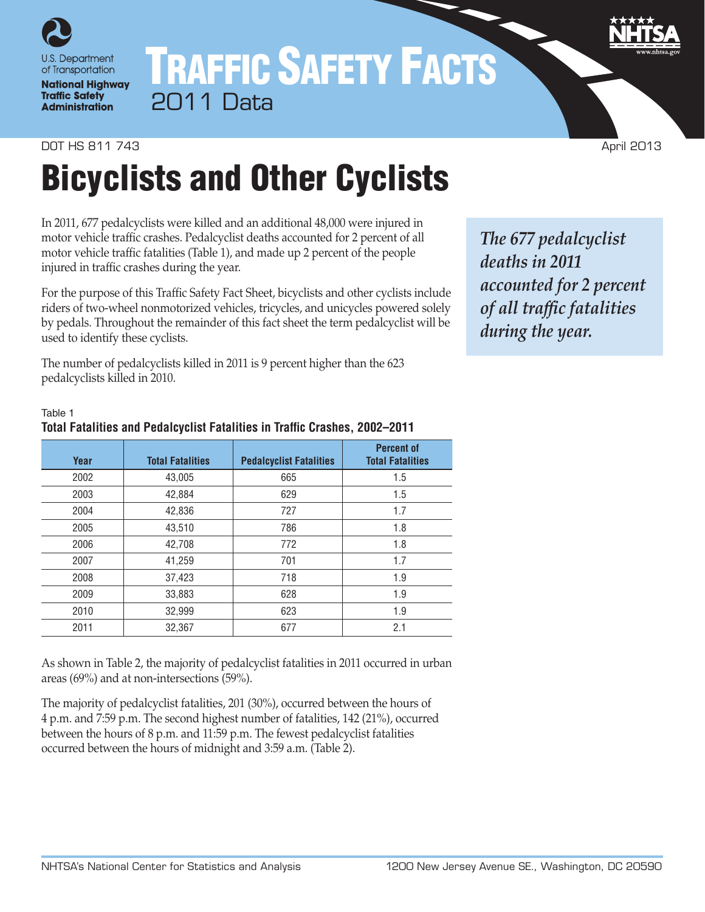U.S. Department of Transportation
**National Highway Traffic Safety Administration**

# TRAFFIC SAFETY FACTS
2011 Data

DOT HS 811 743 April 2013

# Bicyclists and Other Cyclists

In 2011, 677 pedalcyclists were killed and an additional 48,000 were injured in motor vehicle traffic crashes. Pedalcyclist deaths accounted for 2 percent of all motor vehicle traffic fatalities (Table 1), and made up 2 percent of the people injured in traffic crashes during the year.

For the purpose of this Traffic Safety Fact Sheet, bicyclists and other cyclists include riders of two-wheel nonmotorized vehicles, tricycles, and unicycles powered solely by pedals. Throughout the remainder of this fact sheet the term pedalcyclist will be used to identify these cyclists.

The number of pedalcyclists killed in 2011 is 9 percent higher than the 623 pedalcyclists killed in 2010.

*The 677 pedalcyclist deaths in 2011 accounted for 2 percent of all traffic fatalities during the year.*

Table 1
**Total Fatalities and Pedalcyclist Fatalities in Traffic Crashes, 2002–2011**

| Year | Total Fatalities | Pedalcyclist Fatalities | Percent of Total Fatalities |
|---|---|---|---|
| 2002 | 43,005 | 665 | 1.5 |
| 2003 | 42,884 | 629 | 1.5 |
| 2004 | 42,836 | 727 | 1.7 |
| 2005 | 43,510 | 786 | 1.8 |
| 2006 | 42,708 | 772 | 1.8 |
| 2007 | 41,259 | 701 | 1.7 |
| 2008 | 37,423 | 718 | 1.9 |
| 2009 | 33,883 | 628 | 1.9 |
| 2010 | 32,999 | 623 | 1.9 |
| 2011 | 32,367 | 677 | 2.1 |

As shown in Table 2, the majority of pedalcyclist fatalities in 2011 occurred in urban areas (69%) and at non-intersections (59%).

The majority of pedalcyclist fatalities, 201 (30%), occurred between the hours of 4 p.m. and 7:59 p.m. The second highest number of fatalities, 142 (21%), occurred between the hours of 8 p.m. and 11:59 p.m. The fewest pedalcyclist fatalities occurred between the hours of midnight and 3:59 a.m. (Table 2).

NHTSA's National Center for Statistics and Analysis 1200 New Jersey Avenue SE., Washington, DC 20590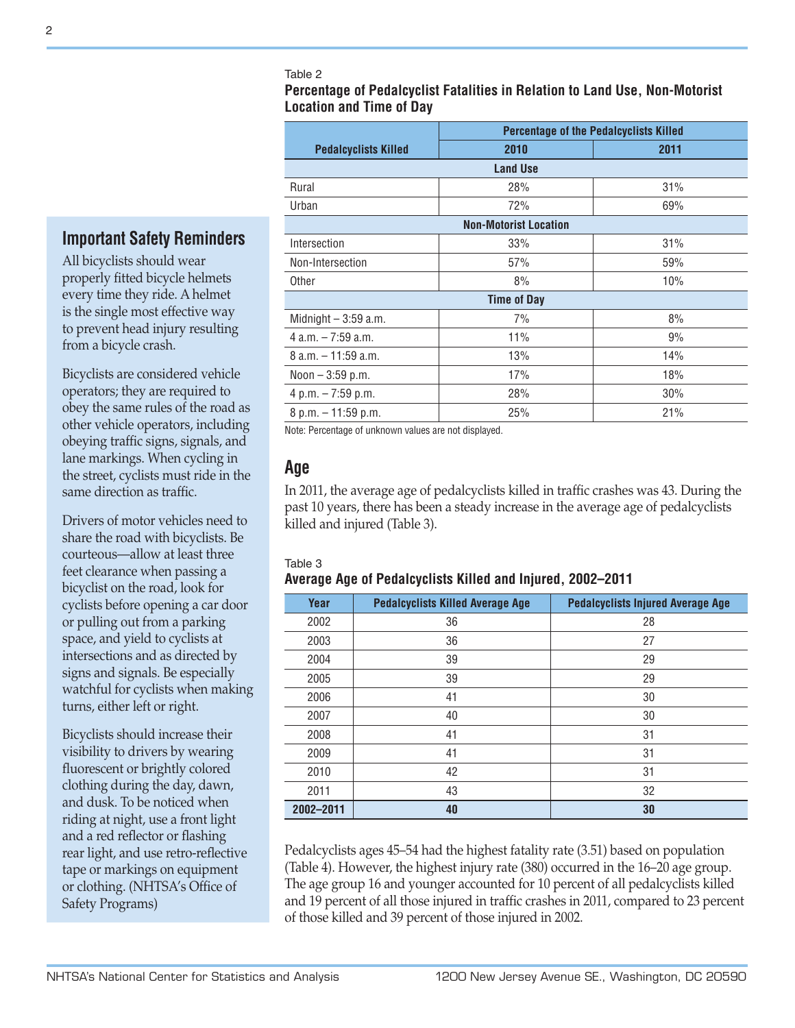Table 2

**Percentage of Pedalcyclist Fatalities in Relation to Land Use, Non-Motorist Location and Time of Day**

| Pedalcyclists Killed | Percentage of the Pedalcyclists Killed | |
|---|---|---|
| | 2010 | 2011 |
| **Land Use** | | |
| Rural | 28% | 31% |
| Urban | 72% | 69% |
| **Non-Motorist Location** | | |
| Intersection | 33% | 31% |
| Non-Intersection | 57% | 59% |
| Other | 8% | 10% |
| **Time of Day** | | |
| Midnight – 3:59 a.m. | 7% | 8% |
| 4 a.m. – 7:59 a.m. | 11% | 9% |
| 8 a.m. – 11:59 a.m. | 13% | 14% |
| Noon – 3:59 p.m. | 17% | 18% |
| 4 p.m. – 7:59 p.m. | 28% | 30% |
| 8 p.m. – 11:59 p.m. | 25% | 21% |

Note: Percentage of unknown values are not displayed.

## Age

In 2011, the average age of pedalcyclists killed in traffic crashes was 43. During the past 10 years, there has been a steady increase in the average age of pedalcyclists killed and injured (Table 3).

Table 3

**Average Age of Pedalcyclists Killed and Injured, 2002–2011**

| Year | Pedalcyclists Killed Average Age | Pedalcyclists Injured Average Age |
|---|---|---|
| 2002 | 36 | 28 |
| 2003 | 36 | 27 |
| 2004 | 39 | 29 |
| 2005 | 39 | 29 |
| 2006 | 41 | 30 |
| 2007 | 40 | 30 |
| 2008 | 41 | 31 |
| 2009 | 41 | 31 |
| 2010 | 42 | 31 |
| 2011 | 43 | 32 |
| **2002–2011** | **40** | **30** |

Pedalcyclists ages 45–54 had the highest fatality rate (3.51) based on population (Table 4). However, the highest injury rate (380) occurred in the 16–20 age group. The age group 16 and younger accounted for 10 percent of all pedalcyclists killed and 19 percent of all those injured in traffic crashes in 2011, compared to 23 percent of those killed and 39 percent of those injured in 2002.

## Important Safety Reminders

All bicyclists should wear properly fitted bicycle helmets every time they ride. A helmet is the single most effective way to prevent head injury resulting from a bicycle crash.

Bicyclists are considered vehicle operators; they are required to obey the same rules of the road as other vehicle operators, including obeying traffic signs, signals, and lane markings. When cycling in the street, cyclists must ride in the same direction as traffic.

Drivers of motor vehicles need to share the road with bicyclists. Be courteous—allow at least three feet clearance when passing a bicyclist on the road, look for cyclists before opening a car door or pulling out from a parking space, and yield to cyclists at intersections and as directed by signs and signals. Be especially watchful for cyclists when making turns, either left or right.

Bicyclists should increase their visibility to drivers by wearing fluorescent or brightly colored clothing during the day, dawn, and dusk. To be noticed when riding at night, use a front light and a red reflector or flashing rear light, and use retro-reflective tape or markings on equipment or clothing. (NHTSA's Office of Safety Programs)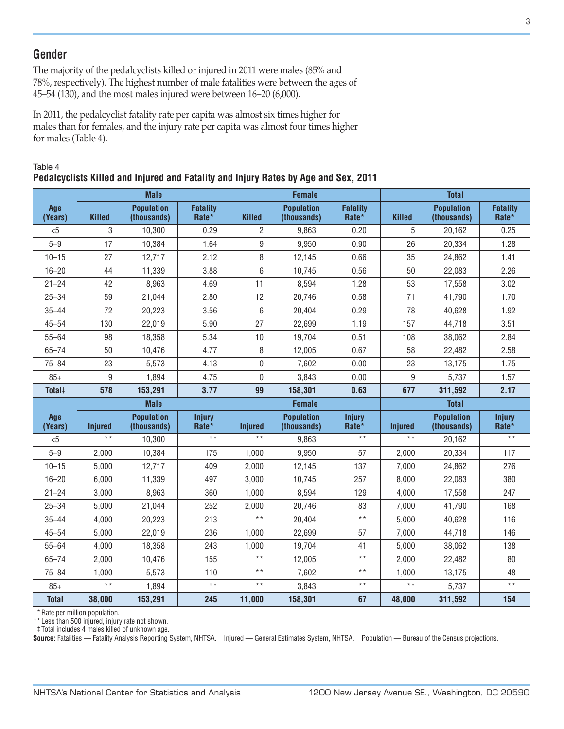## Gender

The majority of the pedalcyclists killed or injured in 2011 were males (85% and 78%, respectively). The highest number of male fatalities were between the ages of 45–54 (130), and the most males injured were between 16–20 (6,000).

In 2011, the pedalcyclist fatality rate per capita was almost six times higher for males than for females, and the injury rate per capita was almost four times higher for males (Table 4).

Table 4
**Pedalcyclists Killed and Injured and Fatality and Injury Rates by Age and Sex, 2011**

| Age (Years) | Male | | | Female | | | Total | | |
|---|---|---|---|---|---|---|---|---|---|
| | Killed | Population (thousands) | Fatality Rate* | Killed | Population (thousands) | Fatality Rate* | Killed | Population (thousands) | Fatality Rate* |
| <5 | 3 | 10,300 | 0.29 | 2 | 9,863 | 0.20 | 5 | 20,162 | 0.25 |
| 5–9 | 17 | 10,384 | 1.64 | 9 | 9,950 | 0.90 | 26 | 20,334 | 1.28 |
| 10–15 | 27 | 12,717 | 2.12 | 8 | 12,145 | 0.66 | 35 | 24,862 | 1.41 |
| 16–20 | 44 | 11,339 | 3.88 | 6 | 10,745 | 0.56 | 50 | 22,083 | 2.26 |
| 21–24 | 42 | 8,963 | 4.69 | 11 | 8,594 | 1.28 | 53 | 17,558 | 3.02 |
| 25–34 | 59 | 21,044 | 2.80 | 12 | 20,746 | 0.58 | 71 | 41,790 | 1.70 |
| 35–44 | 72 | 20,223 | 3.56 | 6 | 20,404 | 0.29 | 78 | 40,628 | 1.92 |
| 45–54 | 130 | 22,019 | 5.90 | 27 | 22,699 | 1.19 | 157 | 44,718 | 3.51 |
| 55–64 | 98 | 18,358 | 5.34 | 10 | 19,704 | 0.51 | 108 | 38,062 | 2.84 |
| 65–74 | 50 | 10,476 | 4.77 | 8 | 12,005 | 0.67 | 58 | 22,482 | 2.58 |
| 75–84 | 23 | 5,573 | 4.13 | 0 | 7,602 | 0.00 | 23 | 13,175 | 1.75 |
| 85+ | 9 | 1,894 | 4.75 | 0 | 3,843 | 0.00 | 9 | 5,737 | 1.57 |
| **Total‡** | **578** | **153,291** | **3.77** | **99** | **158,301** | **0.63** | **677** | **311,592** | **2.17** |
| | **Male** | | | **Female** | | | **Total** | | |
| **Age (Years)** | **Injured** | **Population (thousands)** | **Injury Rate*** | **Injured** | **Population (thousands)** | **Injury Rate*** | **Injured** | **Population (thousands)** | **Injury Rate*** |
| <5 | ** | 10,300 | ** | ** | 9,863 | ** | ** | 20,162 | ** |
| 5–9 | 2,000 | 10,384 | 175 | 1,000 | 9,950 | 57 | 2,000 | 20,334 | 117 |
| 10–15 | 5,000 | 12,717 | 409 | 2,000 | 12,145 | 137 | 7,000 | 24,862 | 276 |
| 16–20 | 6,000 | 11,339 | 497 | 3,000 | 10,745 | 257 | 8,000 | 22,083 | 380 |
| 21–24 | 3,000 | 8,963 | 360 | 1,000 | 8,594 | 129 | 4,000 | 17,558 | 247 |
| 25–34 | 5,000 | 21,044 | 252 | 2,000 | 20,746 | 83 | 7,000 | 41,790 | 168 |
| 35–44 | 4,000 | 20,223 | 213 | ** | 20,404 | ** | 5,000 | 40,628 | 116 |
| 45–54 | 5,000 | 22,019 | 236 | 1,000 | 22,699 | 57 | 7,000 | 44,718 | 146 |
| 55–64 | 4,000 | 18,358 | 243 | 1,000 | 19,704 | 41 | 5,000 | 38,062 | 138 |
| 65–74 | 2,000 | 10,476 | 155 | ** | 12,005 | ** | 2,000 | 22,482 | 80 |
| 75–84 | 1,000 | 5,573 | 110 | ** | 7,602 | ** | 1,000 | 13,175 | 48 |
| 85+ | ** | 1,894 | ** | ** | 3,843 | ** | ** | 5,737 | ** |
| **Total** | **38,000** | **153,291** | **245** | **11,000** | **158,301** | **67** | **48,000** | **311,592** | **154** |

*Rate per million population.
**Less than 500 injured, injury rate not shown.
‡Total includes 4 males killed of unknown age.
**Source:** Fatalities — Fatality Analysis Reporting System, NHTSA. Injured — General Estimates System, NHTSA. Population — Bureau of the Census projections.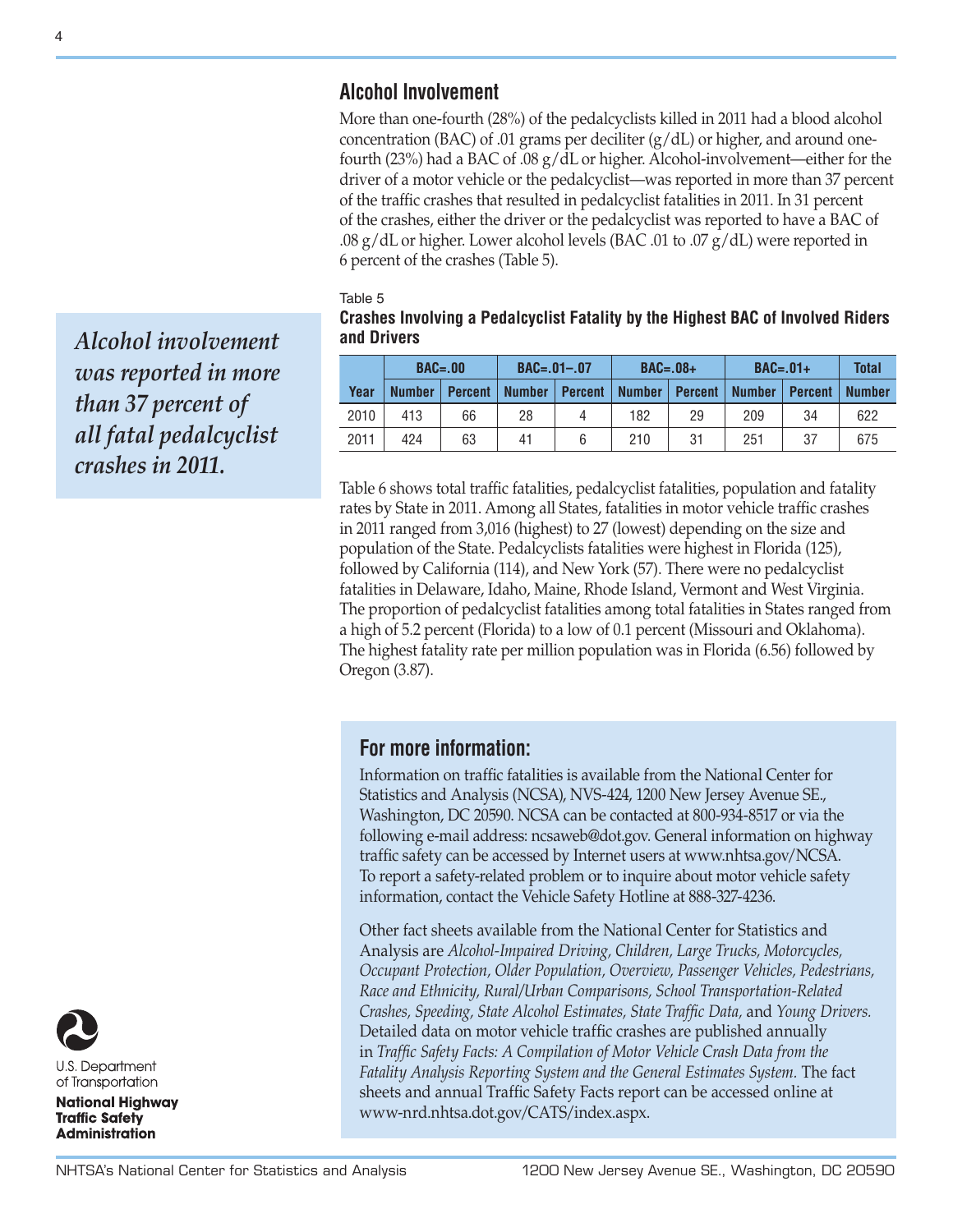## Alcohol Involvement

More than one-fourth (28%) of the pedalcyclists killed in 2011 had a blood alcohol concentration (BAC) of .01 grams per deciliter (g/dL) or higher, and around one-fourth (23%) had a BAC of .08 g/dL or higher. Alcohol-involvement—either for the driver of a motor vehicle or the pedalcyclist—was reported in more than 37 percent of the traffic crashes that resulted in pedalcyclist fatalities in 2011. In 31 percent of the crashes, either the driver or the pedalcyclist was reported to have a BAC of .08 g/dL or higher. Lower alcohol levels (BAC .01 to .07 g/dL) were reported in 6 percent of the crashes (Table 5).

*Alcohol involvement was reported in more than 37 percent of all fatal pedalcyclist crashes in 2011.*

Table 5

**Crashes Involving a Pedalcyclist Fatality by the Highest BAC of Involved Riders and Drivers**

| | BAC=.00 | | BAC=.01–.07 | | BAC=.08+ | | BAC=.01+ | | Total |
|---|---|---|---|---|---|---|---|---|---|
| Year | Number | Percent | Number | Percent | Number | Percent | Number | Percent | Number |
| 2010 | 413 | 66 | 28 | 4 | 182 | 29 | 209 | 34 | 622 |
| 2011 | 424 | 63 | 41 | 6 | 210 | 31 | 251 | 37 | 675 |

Table 6 shows total traffic fatalities, pedalcyclist fatalities, population and fatality rates by State in 2011. Among all States, fatalities in motor vehicle traffic crashes in 2011 ranged from 3,016 (highest) to 27 (lowest) depending on the size and population of the State. Pedalcyclists fatalities were highest in Florida (125), followed by California (114), and New York (57). There were no pedalcyclist fatalities in Delaware, Idaho, Maine, Rhode Island, Vermont and West Virginia. The proportion of pedalcyclist fatalities among total fatalities in States ranged from a high of 5.2 percent (Florida) to a low of 0.1 percent (Missouri and Oklahoma). The highest fatality rate per million population was in Florida (6.56) followed by Oregon (3.87).

## For more information:

Information on traffic fatalities is available from the National Center for Statistics and Analysis (NCSA), NVS-424, 1200 New Jersey Avenue SE., Washington, DC 20590. NCSA can be contacted at 800-934-8517 or via the following e-mail address: ncsaweb@dot.gov. General information on highway traffic safety can be accessed by Internet users at www.nhtsa.gov/NCSA. To report a safety-related problem or to inquire about motor vehicle safety information, contact the Vehicle Safety Hotline at 888-327-4236.

Other fact sheets available from the National Center for Statistics and Analysis are *Alcohol-Impaired Driving, Children, Large Trucks, Motorcycles, Occupant Protection, Older Population, Overview, Passenger Vehicles, Pedestrians, Race and Ethnicity, Rural/Urban Comparisons, School Transportation-Related Crashes, Speeding, State Alcohol Estimates, State Traffic Data,* and *Young Drivers.* Detailed data on motor vehicle traffic crashes are published annually in *Traffic Safety Facts: A Compilation of Motor Vehicle Crash Data from the Fatality Analysis Reporting System and the General Estimates System.* The fact sheets and annual Traffic Safety Facts report can be accessed online at www-nrd.nhtsa.dot.gov/CATS/index.aspx.

U.S. Department of Transportation

**National Highway Traffic Safety Administration**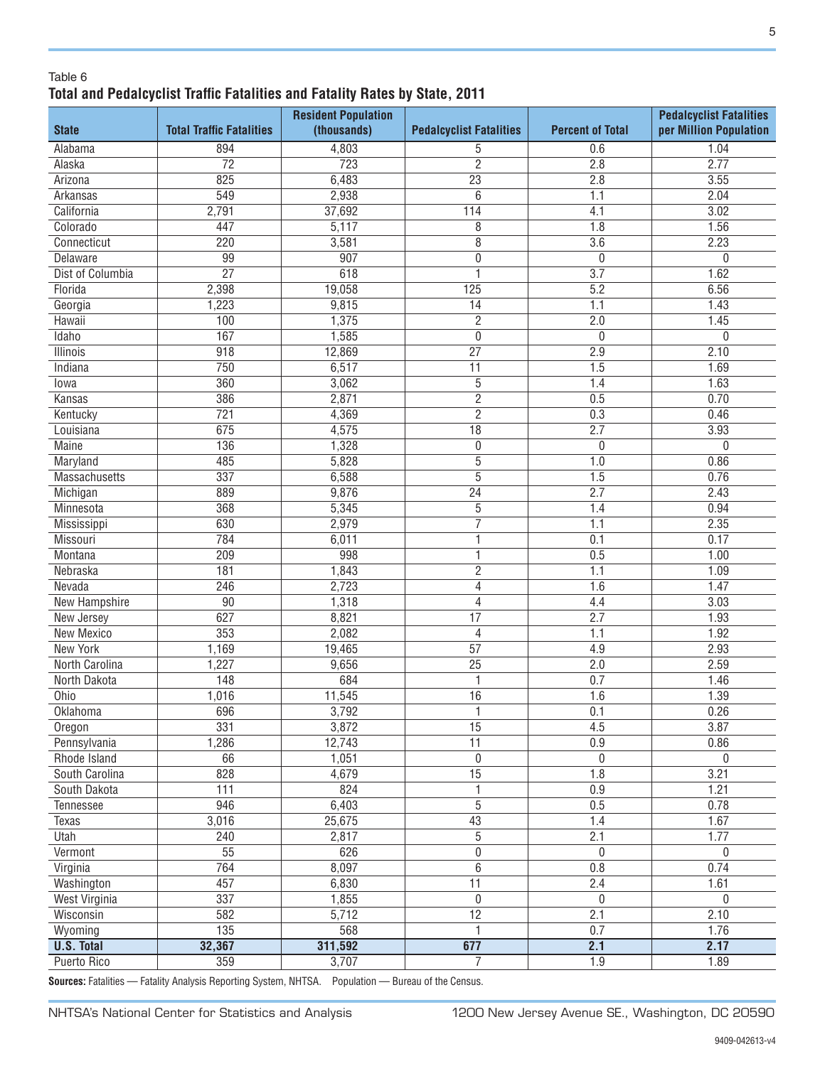Table 6

**Total and Pedalcyclist Traffic Fatalities and Fatality Rates by State, 2011**

| State | Total Traffic Fatalities | Resident Population (thousands) | Pedalcyclist Fatalities | Percent of Total | Pedalcyclist Fatalities per Million Population |
|---|---|---|---|---|---|
| Alabama | 894 | 4,803 | 5 | 0.6 | 1.04 |
| Alaska | 72 | 723 | 2 | 2.8 | 2.77 |
| Arizona | 825 | 6,483 | 23 | 2.8 | 3.55 |
| Arkansas | 549 | 2,938 | 6 | 1.1 | 2.04 |
| California | 2,791 | 37,692 | 114 | 4.1 | 3.02 |
| Colorado | 447 | 5,117 | 8 | 1.8 | 1.56 |
| Connecticut | 220 | 3,581 | 8 | 3.6 | 2.23 |
| Delaware | 99 | 907 | 0 | 0 | 0 |
| Dist of Columbia | 27 | 618 | 1 | 3.7 | 1.62 |
| Florida | 2,398 | 19,058 | 125 | 5.2 | 6.56 |
| Georgia | 1,223 | 9,815 | 14 | 1.1 | 1.43 |
| Hawaii | 100 | 1,375 | 2 | 2.0 | 1.45 |
| Idaho | 167 | 1,585 | 0 | 0 | 0 |
| Illinois | 918 | 12,869 | 27 | 2.9 | 2.10 |
| Indiana | 750 | 6,517 | 11 | 1.5 | 1.69 |
| Iowa | 360 | 3,062 | 5 | 1.4 | 1.63 |
| Kansas | 386 | 2,871 | 2 | 0.5 | 0.70 |
| Kentucky | 721 | 4,369 | 2 | 0.3 | 0.46 |
| Louisiana | 675 | 4,575 | 18 | 2.7 | 3.93 |
| Maine | 136 | 1,328 | 0 | 0 | 0 |
| Maryland | 485 | 5,828 | 5 | 1.0 | 0.86 |
| Massachusetts | 337 | 6,588 | 5 | 1.5 | 0.76 |
| Michigan | 889 | 9,876 | 24 | 2.7 | 2.43 |
| Minnesota | 368 | 5,345 | 5 | 1.4 | 0.94 |
| Mississippi | 630 | 2,979 | 7 | 1.1 | 2.35 |
| Missouri | 784 | 6,011 | 1 | 0.1 | 0.17 |
| Montana | 209 | 998 | 1 | 0.5 | 1.00 |
| Nebraska | 181 | 1,843 | 2 | 1.1 | 1.09 |
| Nevada | 246 | 2,723 | 4 | 1.6 | 1.47 |
| New Hampshire | 90 | 1,318 | 4 | 4.4 | 3.03 |
| New Jersey | 627 | 8,821 | 17 | 2.7 | 1.93 |
| New Mexico | 353 | 2,082 | 4 | 1.1 | 1.92 |
| New York | 1,169 | 19,465 | 57 | 4.9 | 2.93 |
| North Carolina | 1,227 | 9,656 | 25 | 2.0 | 2.59 |
| North Dakota | 148 | 684 | 1 | 0.7 | 1.46 |
| Ohio | 1,016 | 11,545 | 16 | 1.6 | 1.39 |
| Oklahoma | 696 | 3,792 | 1 | 0.1 | 0.26 |
| Oregon | 331 | 3,872 | 15 | 4.5 | 3.87 |
| Pennsylvania | 1,286 | 12,743 | 11 | 0.9 | 0.86 |
| Rhode Island | 66 | 1,051 | 0 | 0 | 0 |
| South Carolina | 828 | 4,679 | 15 | 1.8 | 3.21 |
| South Dakota | 111 | 824 | 1 | 0.9 | 1.21 |
| Tennessee | 946 | 6,403 | 5 | 0.5 | 0.78 |
| Texas | 3,016 | 25,675 | 43 | 1.4 | 1.67 |
| Utah | 240 | 2,817 | 5 | 2.1 | 1.77 |
| Vermont | 55 | 626 | 0 | 0 | 0 |
| Virginia | 764 | 8,097 | 6 | 0.8 | 0.74 |
| Washington | 457 | 6,830 | 11 | 2.4 | 1.61 |
| West Virginia | 337 | 1,855 | 0 | 0 | 0 |
| Wisconsin | 582 | 5,712 | 12 | 2.1 | 2.10 |
| Wyoming | 135 | 568 | 1 | 0.7 | 1.76 |
| **U.S. Total** | **32,367** | **311,592** | **677** | **2.1** | **2.17** |
| Puerto Rico | 359 | 3,707 | 7 | 1.9 | 1.89 |

**Sources:** Fatalities — Fatality Analysis Reporting System, NHTSA. Population — Bureau of the Census.

NHTSA's National Center for Statistics and Analysis 1200 New Jersey Avenue SE., Washington, DC 20590

9409-042613-v4